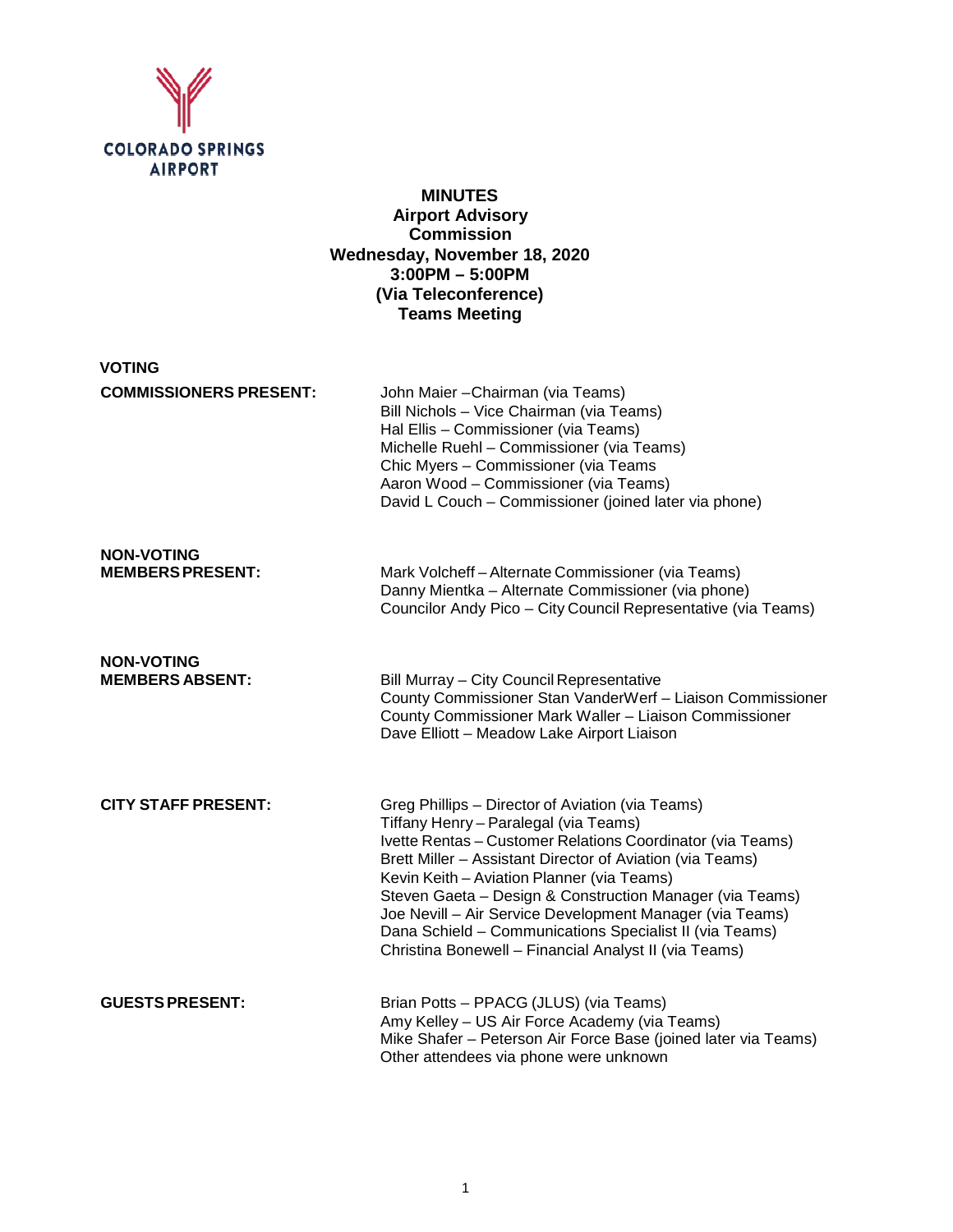COLORADO SPRINGS AIRPORT

**MINUTES**
**Airport Advisory Commission**
**Wednesday, November 18, 2020**
**3:00PM – 5:00PM**
**(Via Teleconference)**
**Teams Meeting**

**VOTING**

**COMMISSIONERS PRESENT:**
John Maier –Chairman (via Teams)
Bill Nichols – Vice Chairman (via Teams)
Hal Ellis – Commissioner (via Teams)
Michelle Ruehl – Commissioner (via Teams)
Chic Myers – Commissioner (via Teams
Aaron Wood – Commissioner (via Teams)
David L Couch – Commissioner (joined later via phone)

**NON-VOTING MEMBERS PRESENT:**
Mark Volcheff – Alternate Commissioner (via Teams)
Danny Mientka – Alternate Commissioner (via phone)
Councilor Andy Pico – City Council Representative (via Teams)

**NON-VOTING MEMBERS ABSENT:**
Bill Murray – City Council Representative
County Commissioner Stan VanderWerf – Liaison Commissioner
County Commissioner Mark Waller – Liaison Commissioner
Dave Elliott – Meadow Lake Airport Liaison

**CITY STAFF PRESENT:**
Greg Phillips – Director of Aviation (via Teams)
Tiffany Henry – Paralegal (via Teams)
Ivette Rentas – Customer Relations Coordinator (via Teams)
Brett Miller – Assistant Director of Aviation (via Teams)
Kevin Keith – Aviation Planner (via Teams)
Steven Gaeta – Design & Construction Manager (via Teams)
Joe Nevill – Air Service Development Manager (via Teams)
Dana Schield – Communications Specialist II (via Teams)
Christina Bonewell – Financial Analyst II (via Teams)

**GUESTS PRESENT:**
Brian Potts – PPACG (JLUS) (via Teams)
Amy Kelley – US Air Force Academy (via Teams)
Mike Shafer – Peterson Air Force Base (joined later via Teams)
Other attendees via phone were unknown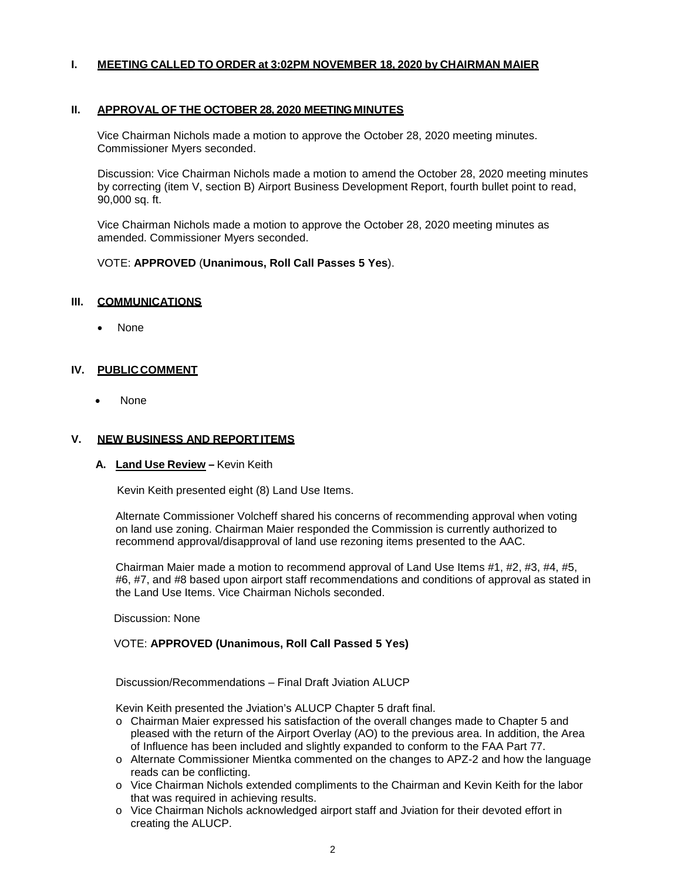## I. MEETING CALLED TO ORDER at 3:02PM NOVEMBER 18, 2020 by CHAIRMAN MAIER

## II. APPROVAL OF THE OCTOBER 28, 2020 MEETING MINUTES

Vice Chairman Nichols made a motion to approve the October 28, 2020 meeting minutes. Commissioner Myers seconded.

Discussion: Vice Chairman Nichols made a motion to amend the October 28, 2020 meeting minutes by correcting (item V, section B) Airport Business Development Report, fourth bullet point to read, 90,000 sq. ft.

Vice Chairman Nichols made a motion to approve the October 28, 2020 meeting minutes as amended. Commissioner Myers seconded.

VOTE: **APPROVED** (**Unanimous, Roll Call Passes 5 Yes**).

## III. COMMUNICATIONS

- None

## IV. PUBLIC COMMENT

- None

## V. NEW BUSINESS AND REPORT ITEMS

### A. Land Use Review – Kevin Keith

Kevin Keith presented eight (8) Land Use Items.

Alternate Commissioner Volcheff shared his concerns of recommending approval when voting on land use zoning. Chairman Maier responded the Commission is currently authorized to recommend approval/disapproval of land use rezoning items presented to the AAC.

Chairman Maier made a motion to recommend approval of Land Use Items #1, #2, #3, #4, #5, #6, #7, and #8 based upon airport staff recommendations and conditions of approval as stated in the Land Use Items. Vice Chairman Nichols seconded.

Discussion: None

VOTE: **APPROVED (Unanimous, Roll Call Passed 5 Yes)**

Discussion/Recommendations – Final Draft Jviation ALUCP

Kevin Keith presented the Jviation's ALUCP Chapter 5 draft final.

- Chairman Maier expressed his satisfaction of the overall changes made to Chapter 5 and pleased with the return of the Airport Overlay (AO) to the previous area. In addition, the Area of Influence has been included and slightly expanded to conform to the FAA Part 77.
- Alternate Commissioner Mientka commented on the changes to APZ-2 and how the language reads can be conflicting.
- Vice Chairman Nichols extended compliments to the Chairman and Kevin Keith for the labor that was required in achieving results.
- Vice Chairman Nichols acknowledged airport staff and Jviation for their devoted effort in creating the ALUCP.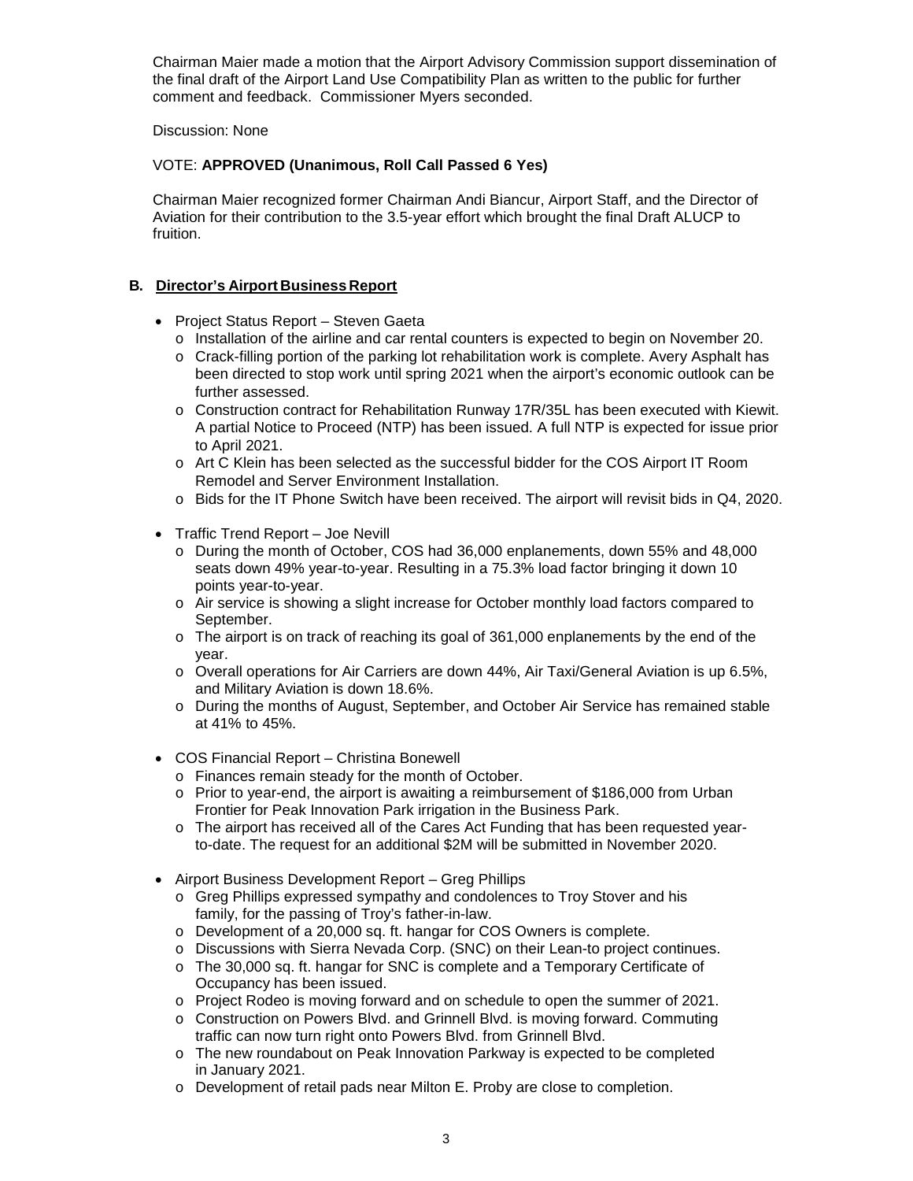Chairman Maier made a motion that the Airport Advisory Commission support dissemination of the final draft of the Airport Land Use Compatibility Plan as written to the public for further comment and feedback. Commissioner Myers seconded.

Discussion: None

VOTE: **APPROVED (Unanimous, Roll Call Passed 6 Yes)**

Chairman Maier recognized former Chairman Andi Biancur, Airport Staff, and the Director of Aviation for their contribution to the 3.5-year effort which brought the final Draft ALUCP to fruition.

**B. Director's Airport Business Report**

- Project Status Report – Steven Gaeta
  - Installation of the airline and car rental counters is expected to begin on November 20.
  - Crack-filling portion of the parking lot rehabilitation work is complete. Avery Asphalt has been directed to stop work until spring 2021 when the airport's economic outlook can be further assessed.
  - Construction contract for Rehabilitation Runway 17R/35L has been executed with Kiewit. A partial Notice to Proceed (NTP) has been issued. A full NTP is expected for issue prior to April 2021.
  - Art C Klein has been selected as the successful bidder for the COS Airport IT Room Remodel and Server Environment Installation.
  - Bids for the IT Phone Switch have been received. The airport will revisit bids in Q4, 2020.
- Traffic Trend Report – Joe Nevill
  - During the month of October, COS had 36,000 enplanements, down 55% and 48,000 seats down 49% year-to-year. Resulting in a 75.3% load factor bringing it down 10 points year-to-year.
  - Air service is showing a slight increase for October monthly load factors compared to September.
  - The airport is on track of reaching its goal of 361,000 enplanements by the end of the year.
  - Overall operations for Air Carriers are down 44%, Air Taxi/General Aviation is up 6.5%, and Military Aviation is down 18.6%.
  - During the months of August, September, and October Air Service has remained stable at 41% to 45%.
- COS Financial Report – Christina Bonewell
  - Finances remain steady for the month of October.
  - Prior to year-end, the airport is awaiting a reimbursement of $186,000 from Urban Frontier for Peak Innovation Park irrigation in the Business Park.
  - The airport has received all of the Cares Act Funding that has been requested year-to-date. The request for an additional $2M will be submitted in November 2020.
- Airport Business Development Report – Greg Phillips
  - Greg Phillips expressed sympathy and condolences to Troy Stover and his family, for the passing of Troy's father-in-law.
  - Development of a 20,000 sq. ft. hangar for COS Owners is complete.
  - Discussions with Sierra Nevada Corp. (SNC) on their Lean-to project continues.
  - The 30,000 sq. ft. hangar for SNC is complete and a Temporary Certificate of Occupancy has been issued.
  - Project Rodeo is moving forward and on schedule to open the summer of 2021.
  - Construction on Powers Blvd. and Grinnell Blvd. is moving forward. Commuting traffic can now turn right onto Powers Blvd. from Grinnell Blvd.
  - The new roundabout on Peak Innovation Parkway is expected to be completed in January 2021.
  - Development of retail pads near Milton E. Proby are close to completion.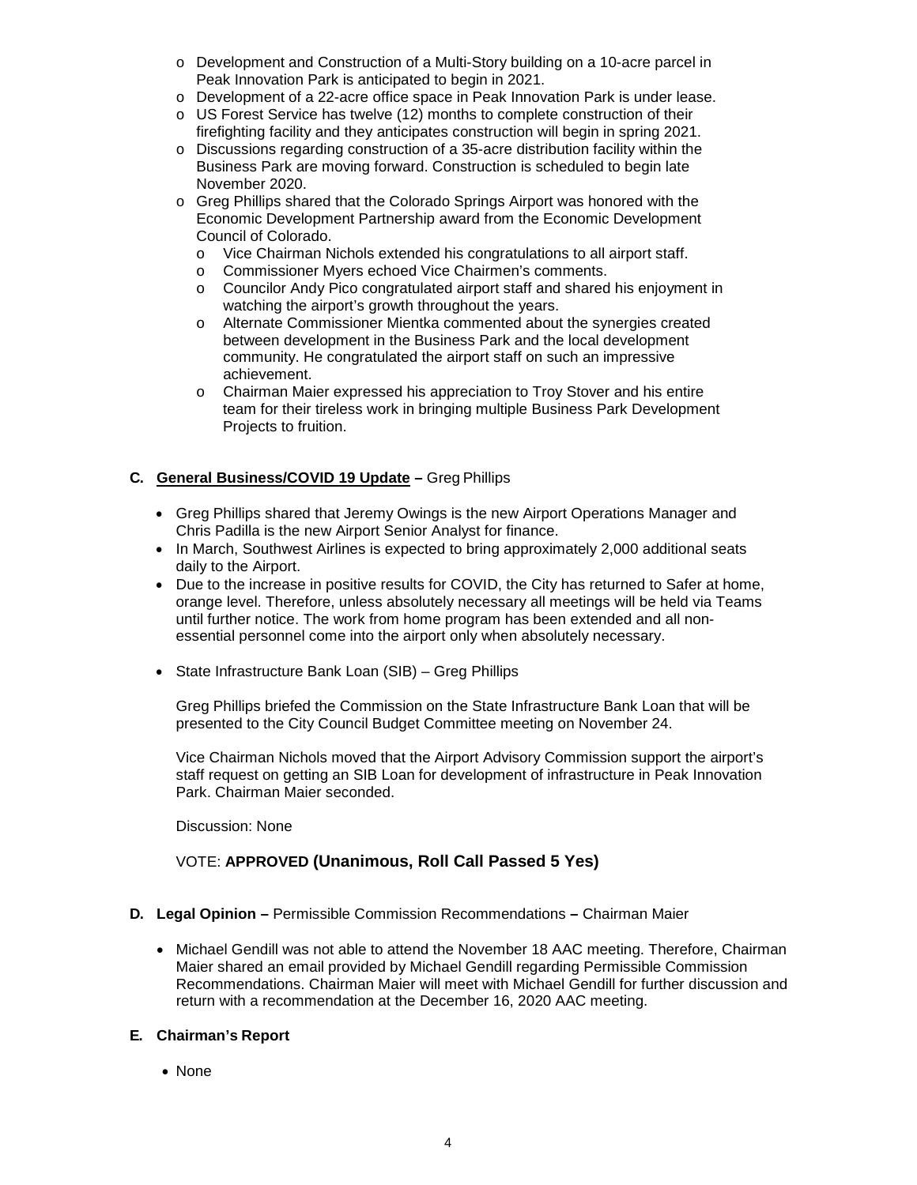- Development and Construction of a Multi-Story building on a 10-acre parcel in Peak Innovation Park is anticipated to begin in 2021.
- Development of a 22-acre office space in Peak Innovation Park is under lease.
- US Forest Service has twelve (12) months to complete construction of their firefighting facility and they anticipates construction will begin in spring 2021.
- Discussions regarding construction of a 35-acre distribution facility within the Business Park are moving forward. Construction is scheduled to begin late November 2020.
- Greg Phillips shared that the Colorado Springs Airport was honored with the Economic Development Partnership award from the Economic Development Council of Colorado.
  - Vice Chairman Nichols extended his congratulations to all airport staff.
  - Commissioner Myers echoed Vice Chairmen's comments.
  - Councilor Andy Pico congratulated airport staff and shared his enjoyment in watching the airport's growth throughout the years.
  - Alternate Commissioner Mientka commented about the synergies created between development in the Business Park and the local development community. He congratulated the airport staff on such an impressive achievement.
  - Chairman Maier expressed his appreciation to Troy Stover and his entire team for their tireless work in bringing multiple Business Park Development Projects to fruition.

**C. General Business/COVID 19 Update –** Greg Phillips

- Greg Phillips shared that Jeremy Owings is the new Airport Operations Manager and Chris Padilla is the new Airport Senior Analyst for finance.
- In March, Southwest Airlines is expected to bring approximately 2,000 additional seats daily to the Airport.
- Due to the increase in positive results for COVID, the City has returned to Safer at home, orange level. Therefore, unless absolutely necessary all meetings will be held via Teams until further notice. The work from home program has been extended and all non-essential personnel come into the airport only when absolutely necessary.

- State Infrastructure Bank Loan (SIB) – Greg Phillips

  Greg Phillips briefed the Commission on the State Infrastructure Bank Loan that will be presented to the City Council Budget Committee meeting on November 24.

  Vice Chairman Nichols moved that the Airport Advisory Commission support the airport's staff request on getting an SIB Loan for development of infrastructure in Peak Innovation Park. Chairman Maier seconded.

  Discussion: None

  VOTE: **APPROVED (Unanimous, Roll Call Passed 5 Yes)**

**D. Legal Opinion –** Permissible Commission Recommendations **–** Chairman Maier

- Michael Gendill was not able to attend the November 18 AAC meeting. Therefore, Chairman Maier shared an email provided by Michael Gendill regarding Permissible Commission Recommendations. Chairman Maier will meet with Michael Gendill for further discussion and return with a recommendation at the December 16, 2020 AAC meeting.

**E. Chairman's Report**

- None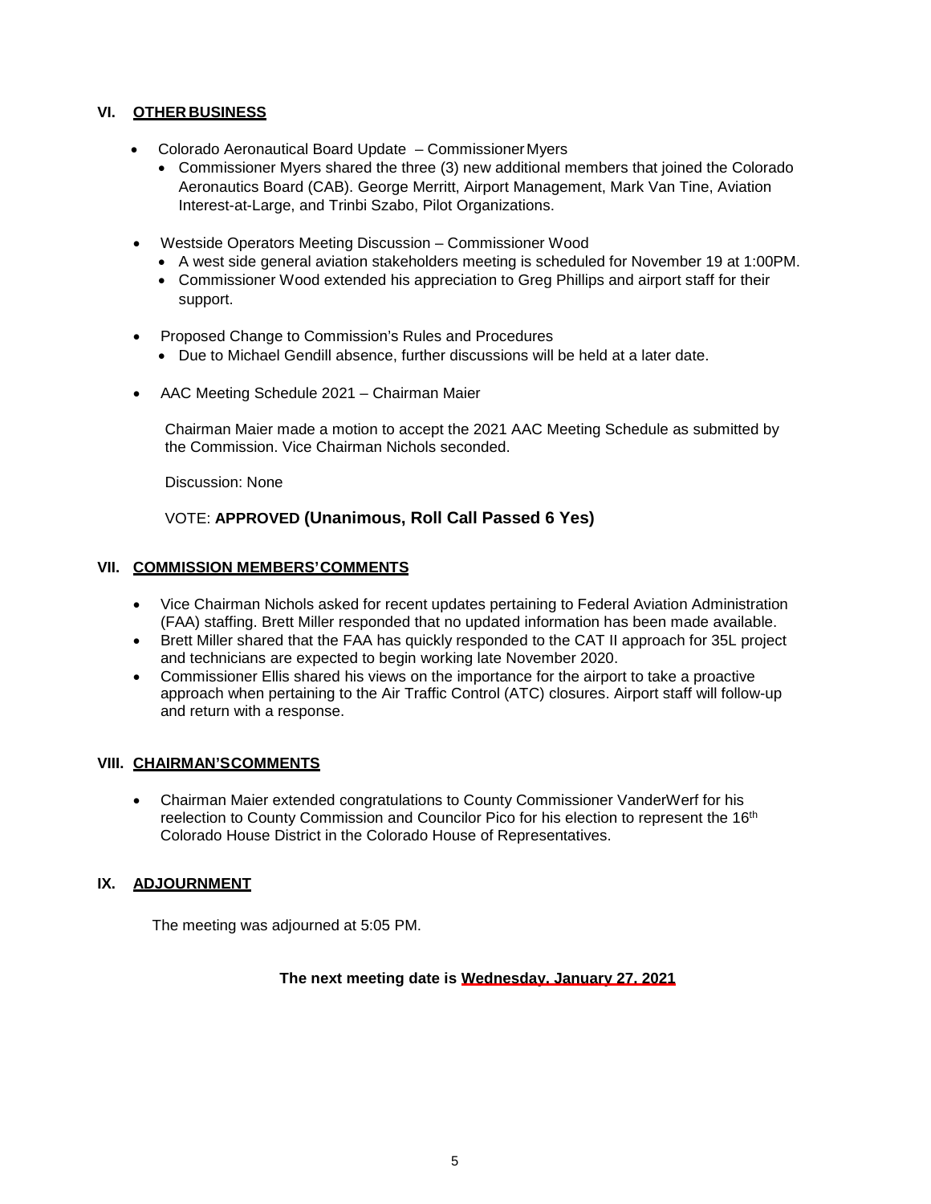## VI. OTHER BUSINESS

- Colorado Aeronautical Board Update – Commissioner Myers
  - Commissioner Myers shared the three (3) new additional members that joined the Colorado Aeronautics Board (CAB). George Merritt, Airport Management, Mark Van Tine, Aviation Interest-at-Large, and Trinbi Szabo, Pilot Organizations.
- Westside Operators Meeting Discussion – Commissioner Wood
  - A west side general aviation stakeholders meeting is scheduled for November 19 at 1:00PM.
  - Commissioner Wood extended his appreciation to Greg Phillips and airport staff for their support.
- Proposed Change to Commission's Rules and Procedures
  - Due to Michael Gendill absence, further discussions will be held at a later date.
- AAC Meeting Schedule 2021 – Chairman Maier

  Chairman Maier made a motion to accept the 2021 AAC Meeting Schedule as submitted by the Commission. Vice Chairman Nichols seconded.

  Discussion: None

  VOTE: **APPROVED (Unanimous, Roll Call Passed 6 Yes)**

## VII. COMMISSION MEMBERS' COMMENTS

- Vice Chairman Nichols asked for recent updates pertaining to Federal Aviation Administration (FAA) staffing. Brett Miller responded that no updated information has been made available.
- Brett Miller shared that the FAA has quickly responded to the CAT II approach for 35L project and technicians are expected to begin working late November 2020.
- Commissioner Ellis shared his views on the importance for the airport to take a proactive approach when pertaining to the Air Traffic Control (ATC) closures. Airport staff will follow-up and return with a response.

## VIII. CHAIRMAN'S COMMENTS

- Chairman Maier extended congratulations to County Commissioner VanderWerf for his reelection to County Commission and Councilor Pico for his election to represent the 16th Colorado House District in the Colorado House of Representatives.

## IX. ADJOURNMENT

The meeting was adjourned at 5:05 PM.

**The next meeting date is Wednesday, January 27, 2021**